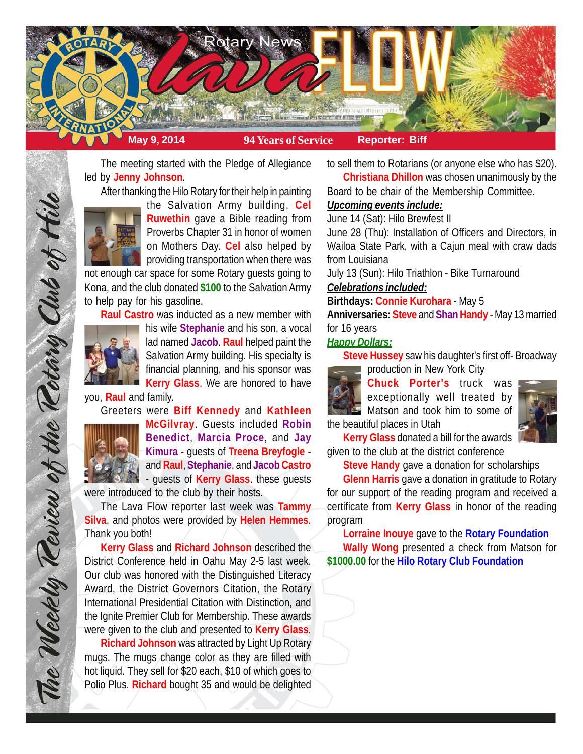# Rotary News Lava FLOW

**May 9, 2014** | **94 Years of Service** | **Reporter: Biff**

*The Weekly Review of the Rotary Club of Hilo*

The meeting started with the Pledge of Allegiance led by **Jenny Johnson**.

After thanking the Hilo Rotary for their help in painting the Salvation Army building, **Cel Ruwethin** gave a Bible reading from Proverbs Chapter 31 in honor of women on Mothers Day. **Cel** also helped by providing transportation when there was not enough car space for some Rotary guests going to Kona, and the club donated **$100** to the Salvation Army to help pay for his gasoline.

**Raul Castro** was inducted as a new member with his wife **Stephanie** and his son, a vocal lad named **Jacob**. **Raul** helped paint the Salvation Army building. His specialty is financial planning, and his sponsor was **Kerry Glass**. We are honored to have you, **Raul** and family.

Greeters were **Biff Kennedy** and **Kathleen McGilvray**. Guests included **Robin Benedict**, **Marcia Proce**, and **Jay Kimura** - guests of **Treena Breyfogle** - and **Raul**, **Stephanie**, and **Jacob Castro** - guests of **Kerry Glass**. these guests were introduced to the club by their hosts.

The Lava Flow reporter last week was **Tammy Silva**, and photos were provided by **Helen Hemmes**. Thank you both!

**Kerry Glass** and **Richard Johnson** described the District Conference held in Oahu May 2-5 last week. Our club was honored with the Distinguished Literacy Award, the District Governors Citation, the Rotary International Presidential Citation with Distinction, and the Ignite Premier Club for Membership. These awards were given to the club and presented to **Kerry Glass**.

**Richard Johnson** was attracted by Light Up Rotary mugs. The mugs change color as they are filled with hot liquid. They sell for $20 each, $10 of which goes to Polio Plus. **Richard** bought 35 and would be delighted to sell them to Rotarians (or anyone else who has $20).

**Christiana Dhillon** was chosen unanimously by the Board to be chair of the Membership Committee.

***Upcoming events include:***

June 14 (Sat): Hilo Brewfest II

June 28 (Thu): Installation of Officers and Directors, in Wailoa State Park, with a Cajun meal with craw dads from Louisiana

July 13 (Sun): Hilo Triathlon - Bike Turnaround

***Celebrations included:***

**Birthdays: Connie Kurohara** - May 5

**Anniversaries: Steve** and **Shan Handy** - May 13 married for 16 years

***Happy Dollars:***

**Steve Hussey** saw his daughter's first off- Broadway production in New York City

**Chuck Porter's** truck was exceptionally well treated by Matson and took him to some of the beautiful places in Utah

**Kerry Glass** donated a bill for the awards given to the club at the district conference

**Steve Handy** gave a donation for scholarships

**Glenn Harris** gave a donation in gratitude to Rotary for our support of the reading program and received a certificate from **Kerry Glass** in honor of the reading program

**Lorraine Inouye** gave to the **Rotary Foundation**

**Wally Wong** presented a check from Matson for **$1000.00** for the **Hilo Rotary Club Foundation**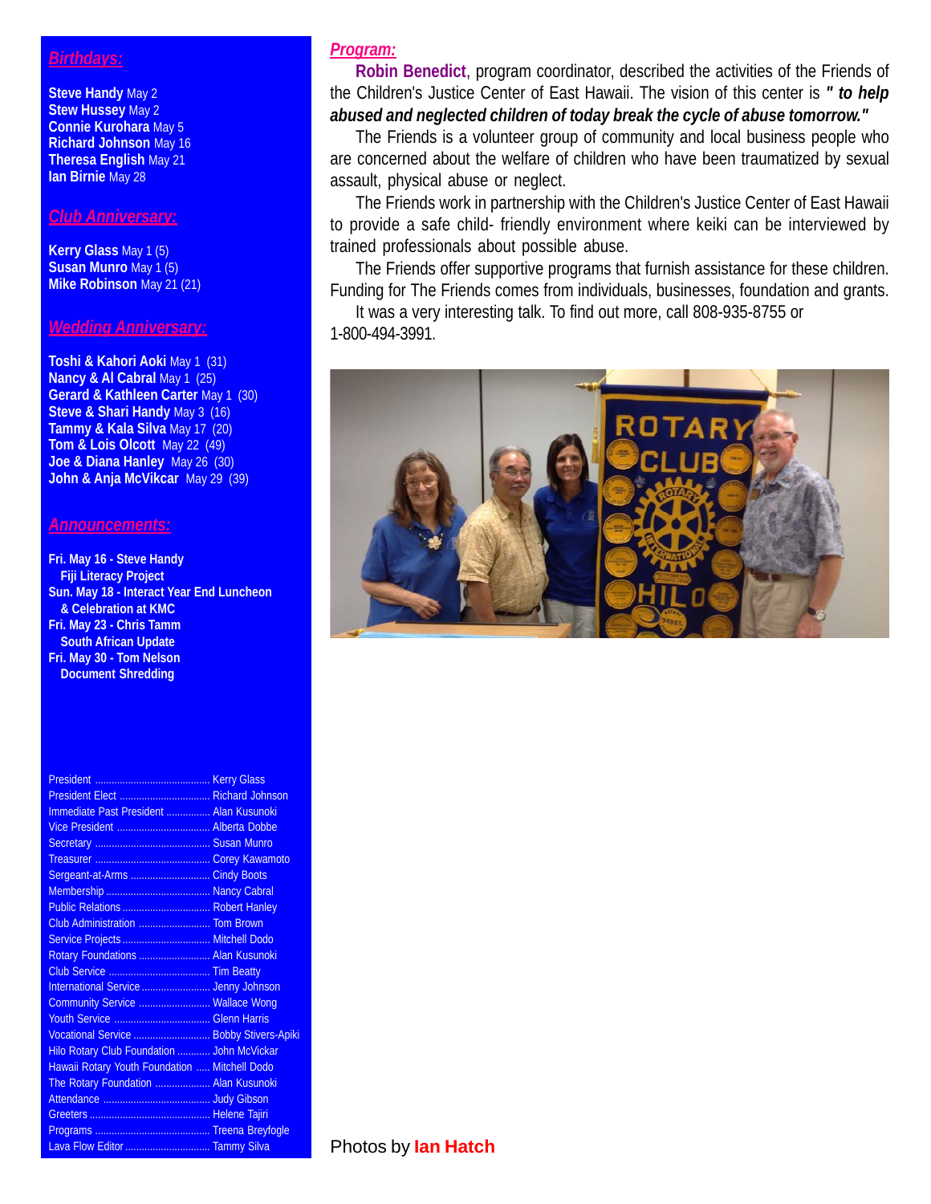## Birthdays:

**Steve Handy** May 2
**Stew Hussey** May 2
**Connie Kurohara** May 5
**Richard Johnson** May 16
**Theresa English** May 21
**Ian Birnie** May 28

## Club Anniversary:

**Kerry Glass** May 1 (5)
**Susan Munro** May 1 (5)
**Mike Robinson** May 21 (21)

## Wedding Anniversary:

**Toshi & Kahori Aoki** May 1 (31)
**Nancy & Al Cabral** May 1 (25)
**Gerard & Kathleen Carter** May 1 (30)
**Steve & Shari Handy** May 3 (16)
**Tammy & Kala Silva** May 17 (20)
**Tom & Lois Olcott** May 22 (49)
**Joe & Diana Hanley** May 26 (30)
**John & Anja McVikcar** May 29 (39)

## Announcements:

**Fri. May 16 - Steve Handy**
**Fiji Literacy Project**
**Sun. May 18 - Interact Year End Luncheon & Celebration at KMC**
**Fri. May 23 - Chris Tamm**
**South African Update**
**Fri. May 30 - Tom Nelson**
**Document Shredding**

| | |
|---|---|
| President | Kerry Glass |
| President Elect | Richard Johnson |
| Immediate Past President | Alan Kusunoki |
| Vice President | Alberta Dobbe |
| Secretary | Susan Munro |
| Treasurer | Corey Kawamoto |
| Sergeant-at-Arms | Cindy Boots |
| Membership | Nancy Cabral |
| Public Relations | Robert Hanley |
| Club Administration | Tom Brown |
| Service Projects | Mitchell Dodo |
| Rotary Foundations | Alan Kusunoki |
| Club Service | Tim Beatty |
| International Service | Jenny Johnson |
| Community Service | Wallace Wong |
| Youth Service | Glenn Harris |
| Vocational Service | Bobby Stivers-Apiki |
| Hilo Rotary Club Foundation | John McVickar |
| Hawaii Rotary Youth Foundation | Mitchell Dodo |
| The Rotary Foundation | Alan Kusunoki |
| Attendance | Judy Gibson |
| Greeters | Helene Tajiri |
| Programs | Treena Breyfogle |
| Lava Flow Editor | Tammy Silva |

## Program:

**Robin Benedict**, program coordinator, described the activities of the Friends of the Children's Justice Center of East Hawaii. The vision of this center is ***" to help abused and neglected children of today break the cycle of abuse tomorrow."***

The Friends is a volunteer group of community and local business people who are concerned about the welfare of children who have been traumatized by sexual assault, physical abuse or neglect.

The Friends work in partnership with the Children's Justice Center of East Hawaii to provide a safe child- friendly environment where keiki can be interviewed by trained professionals about possible abuse.

The Friends offer supportive programs that furnish assistance for these children. Funding for The Friends comes from individuals, businesses, foundation and grants.

It was a very interesting talk. To find out more, call 808-935-8755 or 1-800-494-3991.

Photos by **Ian Hatch**